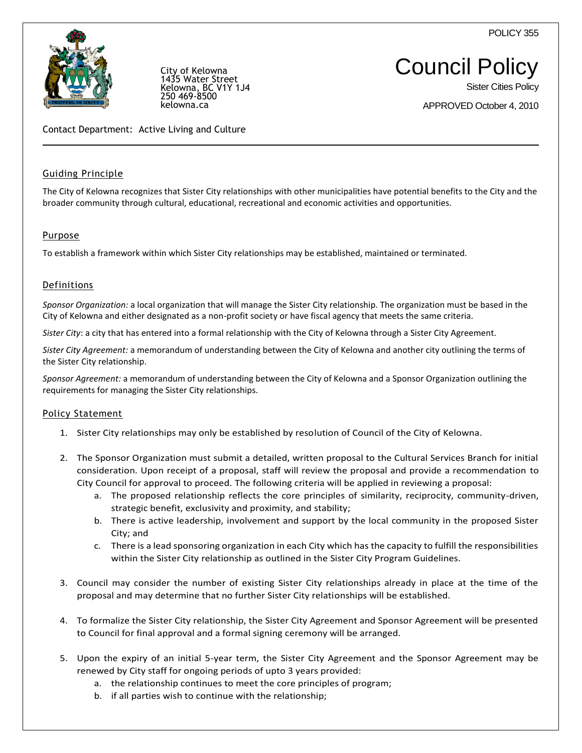POLICY 355

City of Kelowna
1435 Water Street
Kelowna, BC V1Y 1J4
250 469-8500
kelowna.ca

# Council Policy

Sister Cities Policy

APPROVED October 4, 2010

Contact Department: Active Living and Culture

## Guiding Principle

The City of Kelowna recognizes that Sister City relationships with other municipalities have potential benefits to the City and the broader community through cultural, educational, recreational and economic activities and opportunities.

## Purpose

To establish a framework within which Sister City relationships may be established, maintained or terminated.

## Definitions

*Sponsor Organization:* a local organization that will manage the Sister City relationship. The organization must be based in the City of Kelowna and either designated as a non-profit society or have fiscal agency that meets the same criteria.

*Sister City*: a city that has entered into a formal relationship with the City of Kelowna through a Sister City Agreement.

*Sister City Agreement:* a memorandum of understanding between the City of Kelowna and another city outlining the terms of the Sister City relationship.

*Sponsor Agreement:* a memorandum of understanding between the City of Kelowna and a Sponsor Organization outlining the requirements for managing the Sister City relationships.

## Policy Statement

1. Sister City relationships may only be established by resolution of Council of the City of Kelowna.

2. The Sponsor Organization must submit a detailed, written proposal to the Cultural Services Branch for initial consideration. Upon receipt of a proposal, staff will review the proposal and provide a recommendation to City Council for approval to proceed. The following criteria will be applied in reviewing a proposal:
   a. The proposed relationship reflects the core principles of similarity, reciprocity, community-driven, strategic benefit, exclusivity and proximity, and stability;
   b. There is active leadership, involvement and support by the local community in the proposed Sister City; and
   c. There is a lead sponsoring organization in each City which has the capacity to fulfill the responsibilities within the Sister City relationship as outlined in the Sister City Program Guidelines.

3. Council may consider the number of existing Sister City relationships already in place at the time of the proposal and may determine that no further Sister City relationships will be established.

4. To formalize the Sister City relationship, the Sister City Agreement and Sponsor Agreement will be presented to Council for final approval and a formal signing ceremony will be arranged.

5. Upon the expiry of an initial 5-year term, the Sister City Agreement and the Sponsor Agreement may be renewed by City staff for ongoing periods of upto 3 years provided:
   a. the relationship continues to meet the core principles of program;
   b. if all parties wish to continue with the relationship;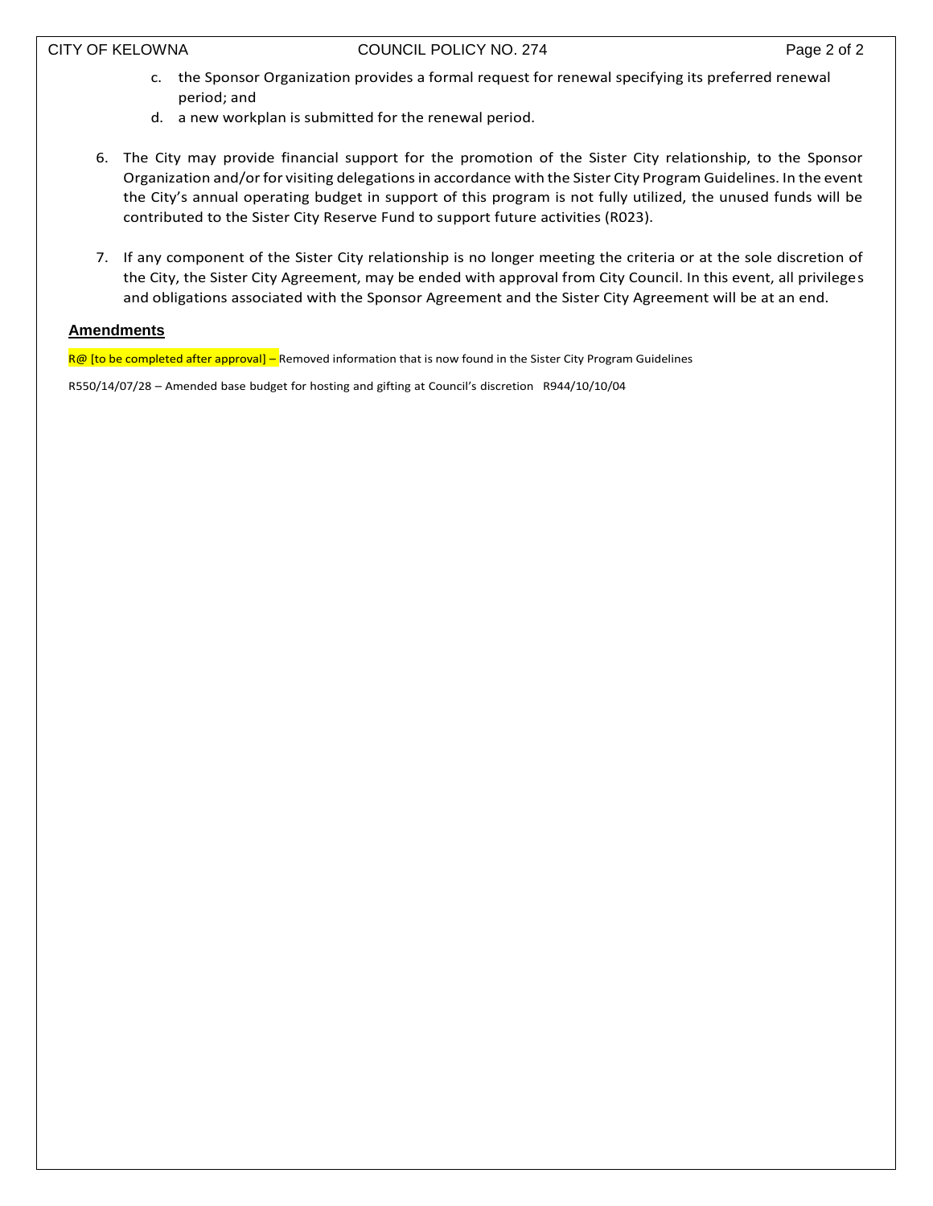c. the Sponsor Organization provides a formal request for renewal specifying its preferred renewal period; and

d. a new workplan is submitted for the renewal period.

6. The City may provide financial support for the promotion of the Sister City relationship, to the Sponsor Organization and/or for visiting delegations in accordance with the Sister City Program Guidelines. In the event the City's annual operating budget in support of this program is not fully utilized, the unused funds will be contributed to the Sister City Reserve Fund to support future activities (R023).

7. If any component of the Sister City relationship is no longer meeting the criteria or at the sole discretion of the City, the Sister City Agreement, may be ended with approval from City Council. In this event, all privileges and obligations associated with the Sponsor Agreement and the Sister City Agreement will be at an end.

## Amendments

R@ [to be completed after approval] – Removed information that is now found in the Sister City Program Guidelines

R550/14/07/28 – Amended base budget for hosting and gifting at Council's discretion R944/10/10/04